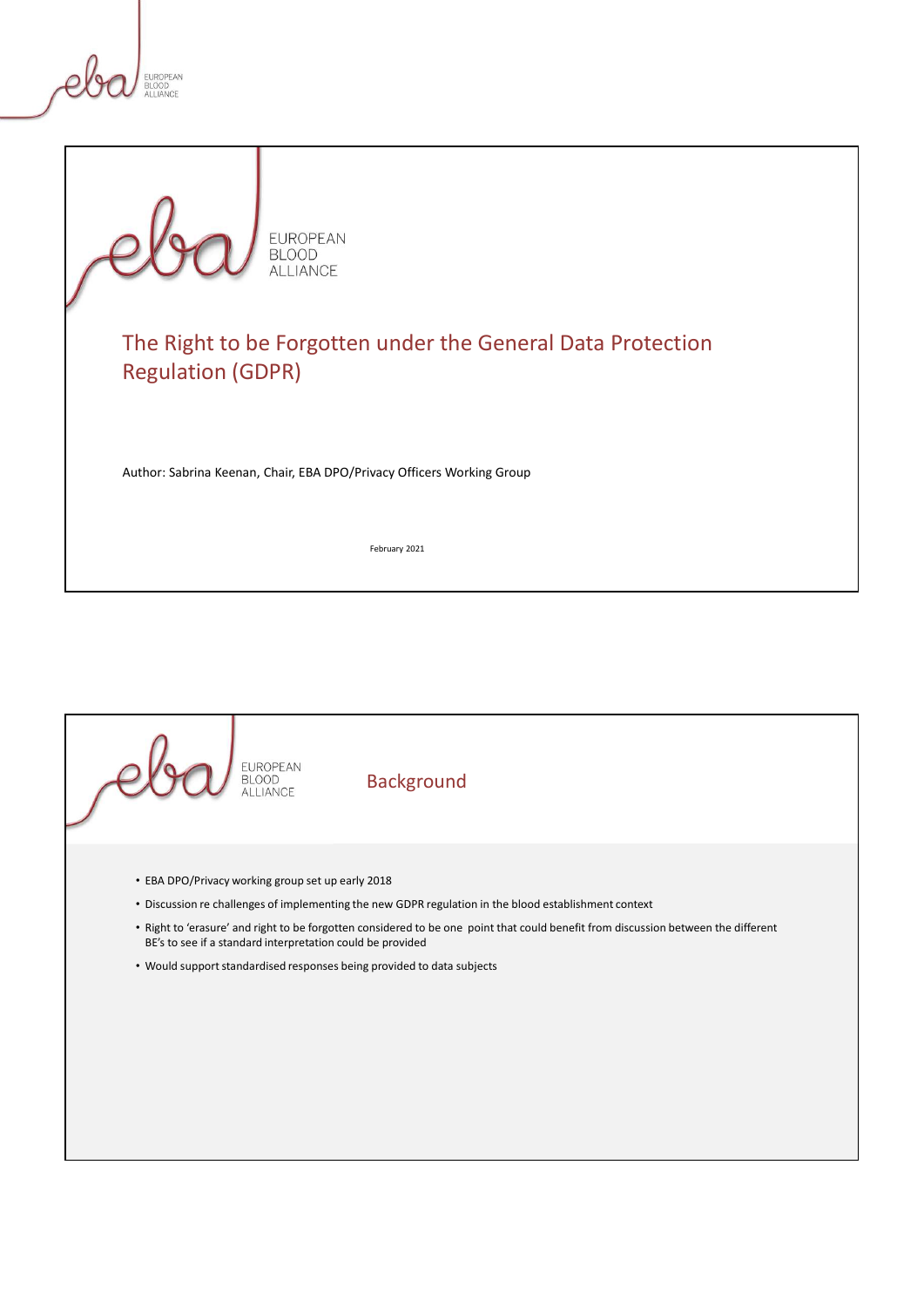# The Right to be Forgotten under the General Data Protection Regulation (GDPR)

Author: Sabrina Keenan, Chair, EBA DPO/Privacy Officers Working Group

February 2021

## Background

- EBA DPO/Privacy working group set up early 2018
- Discussion re challenges of implementing the new GDPR regulation in the blood establishment context
- Right to 'erasure' and right to be forgotten considered to be one point that could benefit from discussion between the different BE's to see if a standard interpretation could be provided
- Would support standardised responses being provided to data subjects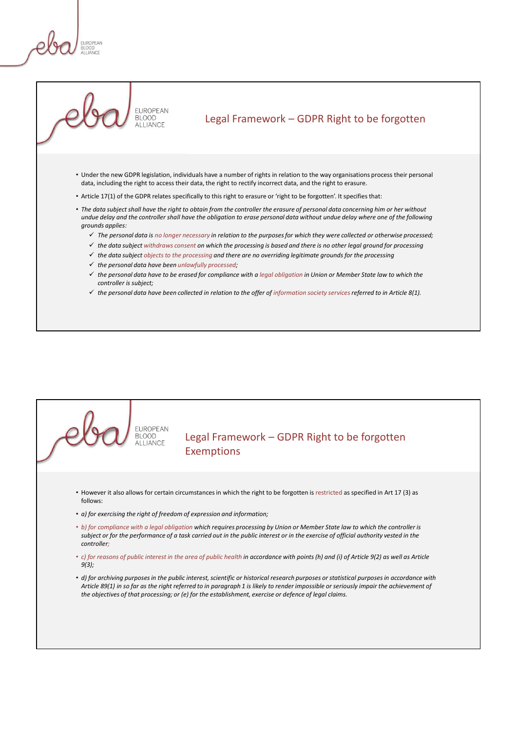## Legal Framework – GDPR Right to be forgotten

- Under the new GDPR legislation, individuals have a number of rights in relation to the way organisations process their personal data, including the right to access their data, the right to rectify incorrect data, and the right to erasure.
- Article 17(1) of the GDPR relates specifically to this right to erasure or 'right to be forgotten'. It specifies that:
- *The data subject shall have the right to obtain from the controller the erasure of personal data concerning him or her without undue delay and the controller shall have the obligation to erase personal data without undue delay where one of the following grounds applies:*
  - ✓ *The personal data is no longer necessary in relation to the purposes for which they were collected or otherwise processed;*
  - ✓ *the data subject withdraws consent on which the processing is based and there is no other legal ground for processing*
  - ✓ *the data subject objects to the processing and there are no overriding legitimate grounds for the processing*
  - ✓ *the personal data have been unlawfully processed;*
  - ✓ *the personal data have to be erased for compliance with a legal obligation in Union or Member State law to which the controller is subject;*
  - ✓ *the personal data have been collected in relation to the offer of information society services referred to in Article 8(1).*

## Legal Framework – GDPR Right to be forgotten Exemptions

- However it also allows for certain circumstances in which the right to be forgotten is restricted as specified in Art 17 (3) as follows:
- *a) for exercising the right of freedom of expression and information;*
- *b) for compliance with a legal obligation which requires processing by Union or Member State law to which the controller is subject or for the performance of a task carried out in the public interest or in the exercise of official authority vested in the controller;*
- *c) for reasons of public interest in the area of public health in accordance with points (h) and (i) of Article 9(2) as well as Article 9(3);*
- *d) for archiving purposes in the public interest, scientific or historical research purposes or statistical purposes in accordance with Article 89(1) in so far as the right referred to in paragraph 1 is likely to render impossible or seriously impair the achievement of the objectives of that processing; or (e) for the establishment, exercise or defence of legal claims.*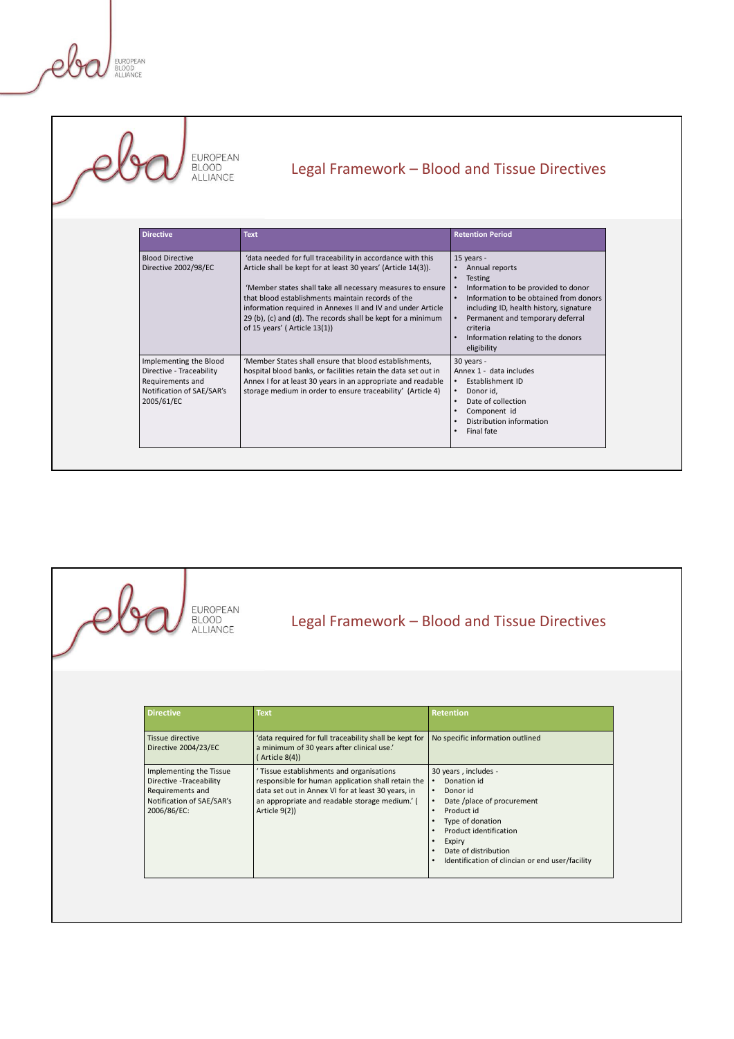## Legal Framework – Blood and Tissue Directives

| Directive | Text | Retention Period |
|---|---|---|
| Blood Directive Directive 2002/98/EC | 'data needed for full traceability in accordance with this Article shall be kept for at least 30 years' (Article 14(3)).<br><br>'Member states shall take all necessary measures to ensure that blood establishments maintain records of the information required in Annexes II and IV and under Article 29 (b), (c) and (d). The records shall be kept for a minimum of 15 years' ( Article 13(1)) | 15 years -<br>• Annual reports<br>• Testing<br>• Information to be provided to donor<br>• Information to be obtained from donors including ID, health history, signature<br>• Permanent and temporary deferral criteria<br>• Information relating to the donors eligibility |
| Implementing the Blood Directive - Traceability Requirements and Notification of SAE/SAR's 2005/61/EC | 'Member States shall ensure that blood establishments, hospital blood banks, or facilities retain the data set out in Annex I for at least 30 years in an appropriate and readable storage medium in order to ensure traceability' (Article 4) | 30 years -<br>Annex 1 - data includes<br>• Establishment ID<br>• Donor id,<br>• Date of collection<br>• Component id<br>• Distribution information<br>• Final fate |

## Legal Framework – Blood and Tissue Directives

| Directive | Text | Retention |
|---|---|---|
| Tissue directive Directive 2004/23/EC | 'data required for full traceability shall be kept for a minimum of 30 years after clinical use.' ( Article 8(4)) | No specific information outlined |
| Implementing the Tissue Directive -Traceability Requirements and Notification of SAE/SAR's 2006/86/EC: | ' Tissue establishments and organisations responsible for human application shall retain the data set out in Annex VI for at least 30 years, in an appropriate and readable storage medium.' ( Article 9(2)) | 30 years , includes -<br>• Donation id<br>• Donor id<br>• Date /place of procurement<br>• Product id<br>• Type of donation<br>• Product identification<br>• Expiry<br>• Date of distribution<br>• Identification of clincian or end user/facility |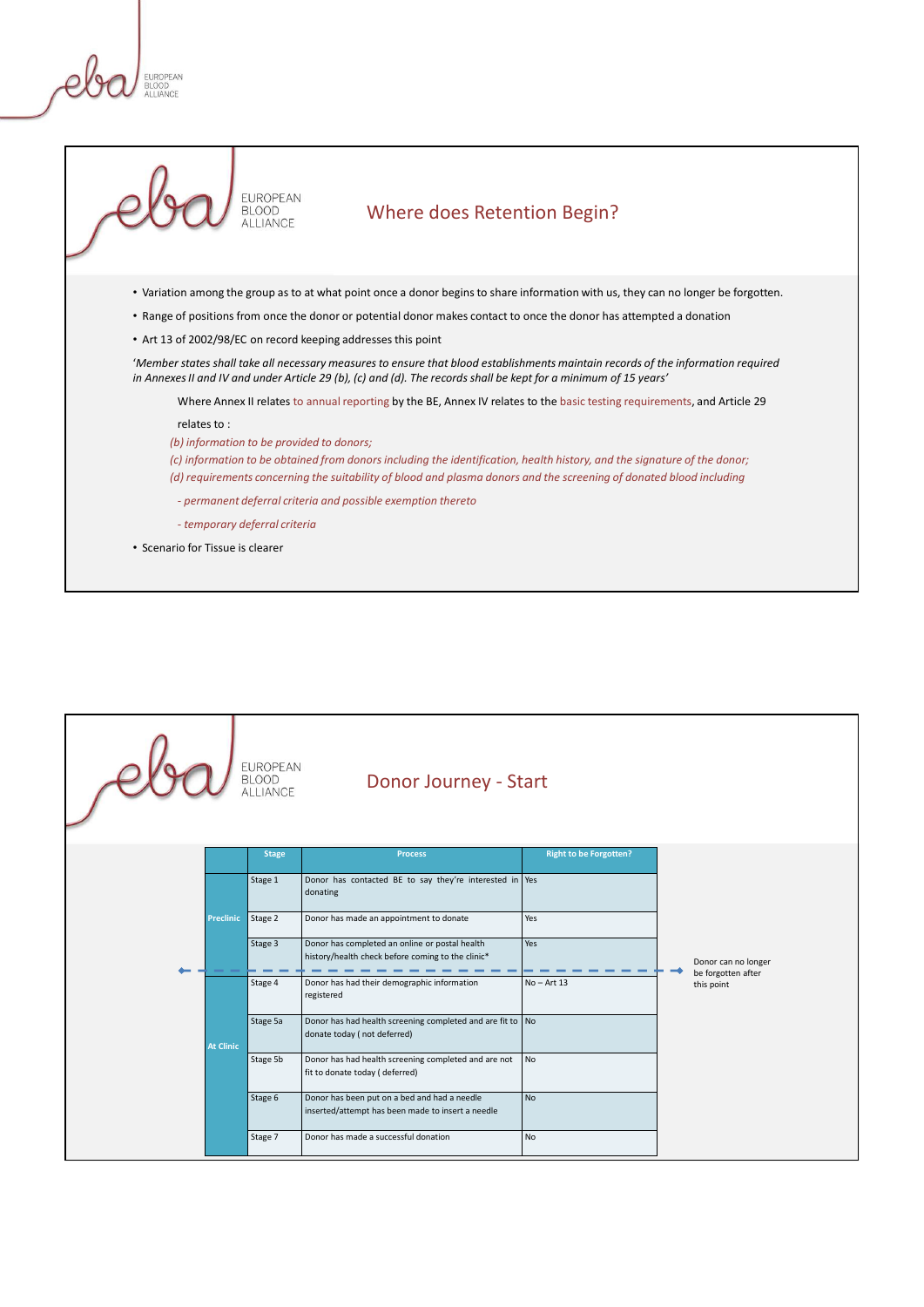## Where does Retention Begin?

- Variation among the group as to at what point once a donor begins to share information with us, they can no longer be forgotten.
- Range of positions from once the donor or potential donor makes contact to once the donor has attempted a donation
- Art 13 of 2002/98/EC on record keeping addresses this point

*'Member states shall take all necessary measures to ensure that blood establishments maintain records of the information required in Annexes II and IV and under Article 29 (b), (c) and (d). The records shall be kept for a minimum of 15 years'*

Where Annex II relates to annual reporting by the BE, Annex IV relates to the basic testing requirements, and Article 29 relates to :

*(b) information to be provided to donors;*

*(c) information to be obtained from donors including the identification, health history, and the signature of the donor;*

*(d) requirements concerning the suitability of blood and plasma donors and the screening of donated blood including*

*- permanent deferral criteria and possible exemption thereto*

*- temporary deferral criteria*

- Scenario for Tissue is clearer

## Donor Journey - Start

| | Stage | Process | Right to be Forgotten? |
|---|---|---|---|
| Preclinic | Stage 1 | Donor has contacted BE to say they're interested in donating | Yes |
| | Stage 2 | Donor has made an appointment to donate | Yes |
| | Stage 3 | Donor has completed an online or postal health history/health check before coming to the clinic* | Yes |
| At Clinic | Stage 4 | Donor has had their demographic information registered | No – Art 13 |
| | Stage 5a | Donor has had health screening completed and are fit to donate today ( not deferred) | No |
| | Stage 5b | Donor has had health screening completed and are not fit to donate today ( deferred) | No |
| | Stage 6 | Donor has been put on a bed and had a needle inserted/attempt has been made to insert a needle | No |
| | Stage 7 | Donor has made a successful donation | No |

Donor can no longer be forgotten after this point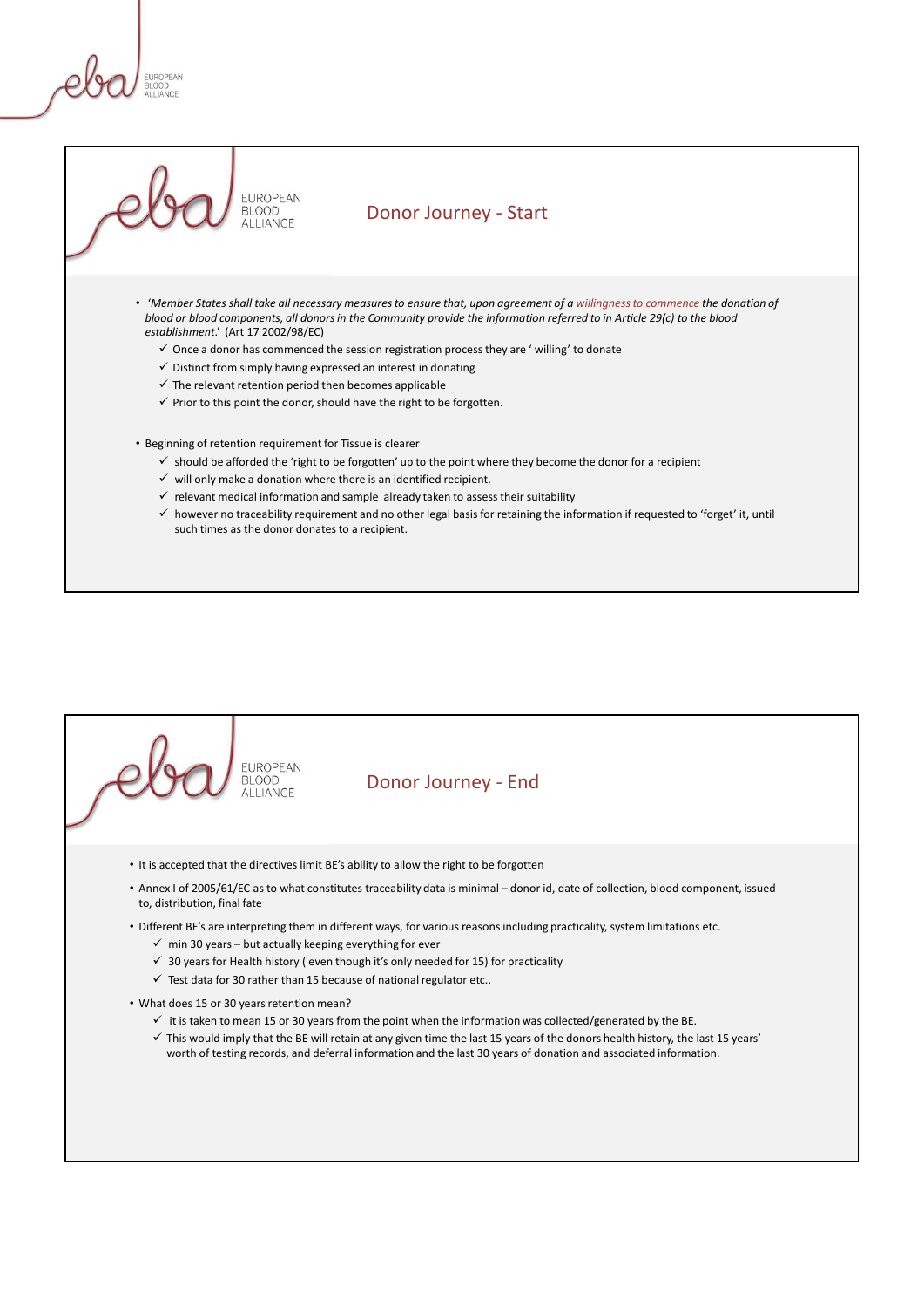## Donor Journey - Start

- *'Member States shall take all necessary measures to ensure that, upon agreement of a willingness to commence the donation of blood or blood components, all donors in the Community provide the information referred to in Article 29(c) to the blood establishment.'* (Art 17 2002/98/EC)
  - ✓ Once a donor has commenced the session registration process they are ' willing' to donate
  - ✓ Distinct from simply having expressed an interest in donating
  - ✓ The relevant retention period then becomes applicable
  - ✓ Prior to this point the donor, should have the right to be forgotten.
- Beginning of retention requirement for Tissue is clearer
  - ✓ should be afforded the 'right to be forgotten' up to the point where they become the donor for a recipient
  - ✓ will only make a donation where there is an identified recipient.
  - ✓ relevant medical information and sample already taken to assess their suitability
  - ✓ however no traceability requirement and no other legal basis for retaining the information if requested to 'forget' it, until such times as the donor donates to a recipient.

## Donor Journey - End

- It is accepted that the directives limit BE's ability to allow the right to be forgotten
- Annex I of 2005/61/EC as to what constitutes traceability data is minimal – donor id, date of collection, blood component, issued to, distribution, final fate
- Different BE's are interpreting them in different ways, for various reasons including practicality, system limitations etc.
  - ✓ min 30 years – but actually keeping everything for ever
  - ✓ 30 years for Health history ( even though it's only needed for 15) for practicality
  - ✓ Test data for 30 rather than 15 because of national regulator etc..
- What does 15 or 30 years retention mean?
  - ✓ it is taken to mean 15 or 30 years from the point when the information was collected/generated by the BE.
  - ✓ This would imply that the BE will retain at any given time the last 15 years of the donors health history, the last 15 years' worth of testing records, and deferral information and the last 30 years of donation and associated information.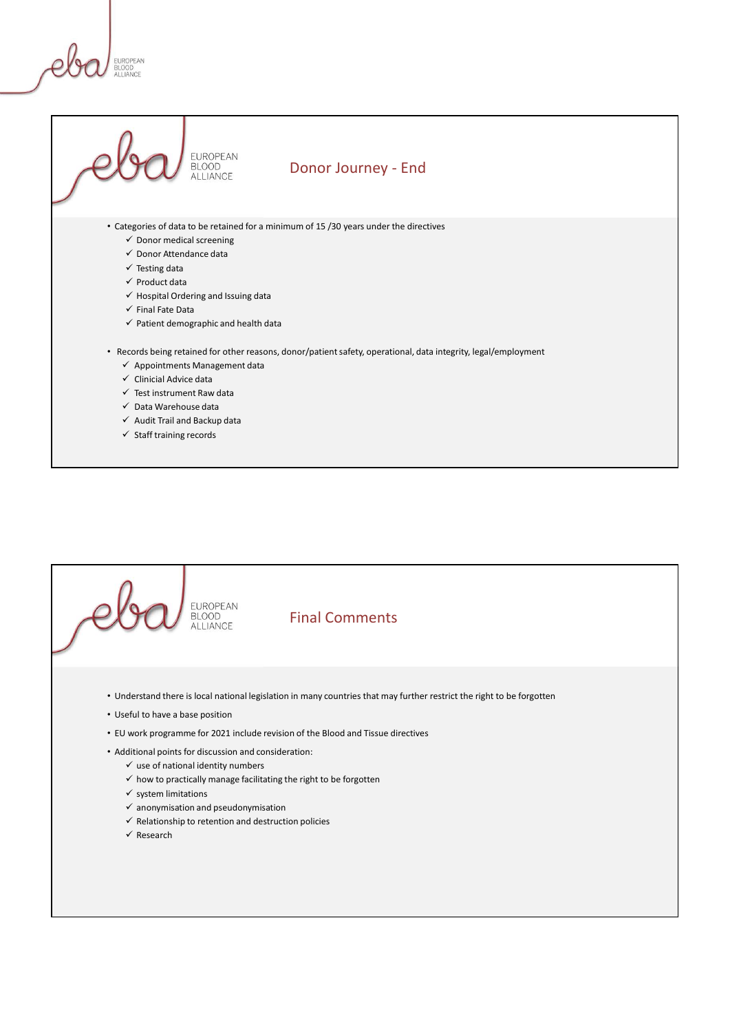## Donor Journey - End

- Categories of data to be retained for a minimum of 15 /30 years under the directives
  - ✓ Donor medical screening
  - ✓ Donor Attendance data
  - ✓ Testing data
  - ✓ Product data
  - ✓ Hospital Ordering and Issuing data
  - ✓ Final Fate Data
  - ✓ Patient demographic and health data
- Records being retained for other reasons, donor/patient safety, operational, data integrity, legal/employment
  - ✓ Appointments Management data
  - ✓ Clinicial Advice data
  - ✓ Test instrument Raw data
  - ✓ Data Warehouse data
  - ✓ Audit Trail and Backup data
  - ✓ Staff training records

## Final Comments

- Understand there is local national legislation in many countries that may further restrict the right to be forgotten
- Useful to have a base position
- EU work programme for 2021 include revision of the Blood and Tissue directives
- Additional points for discussion and consideration:
  - ✓ use of national identity numbers
  - ✓ how to practically manage facilitating the right to be forgotten
  - ✓ system limitations
  - ✓ anonymisation and pseudonymisation
  - ✓ Relationship to retention and destruction policies
  - ✓ Research